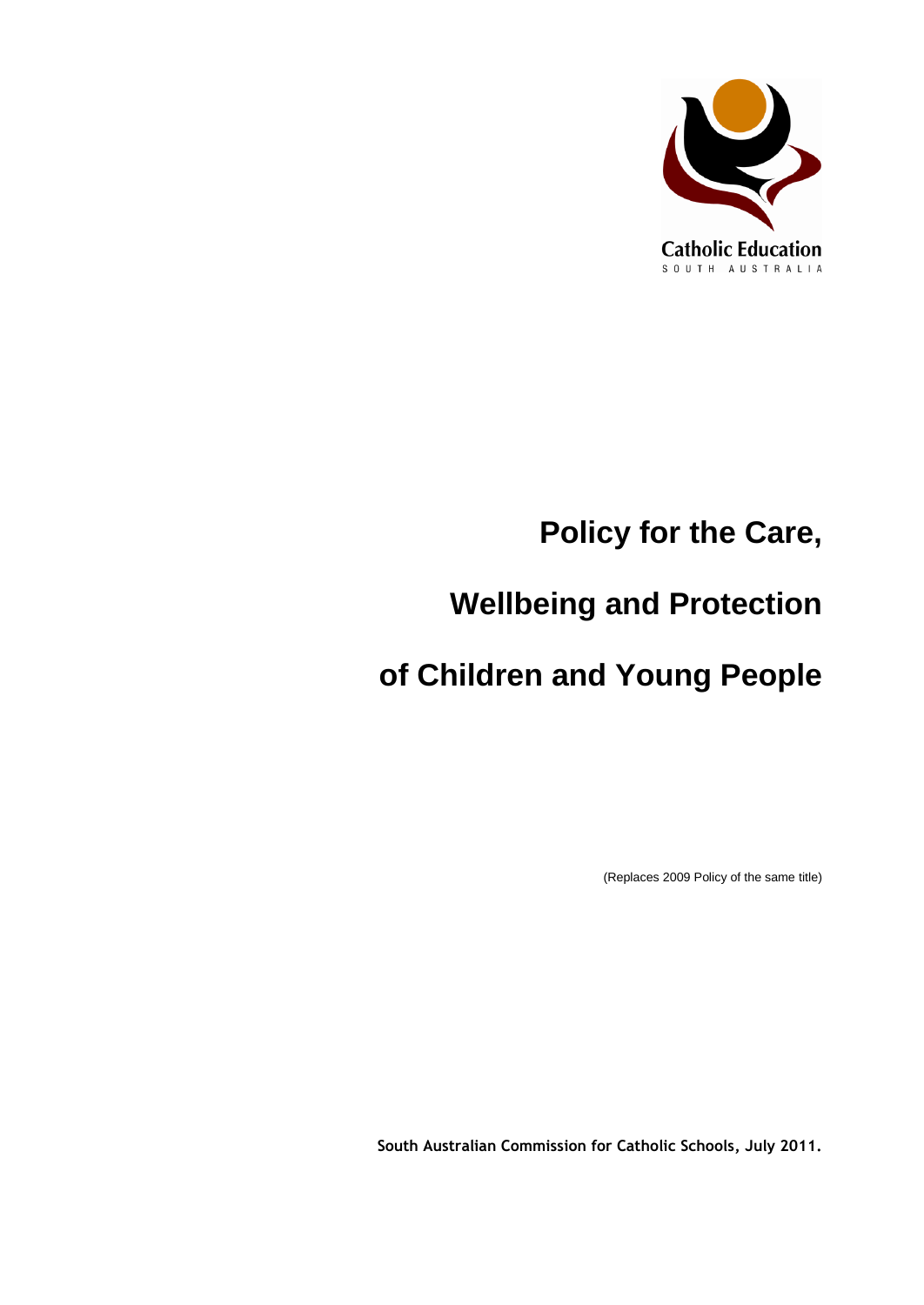Catholic Education
SOUTH AUSTRALIA

# Policy for the Care, Wellbeing and Protection of Children and Young People

(Replaces 2009 Policy of the same title)

**South Australian Commission for Catholic Schools, July 2011.**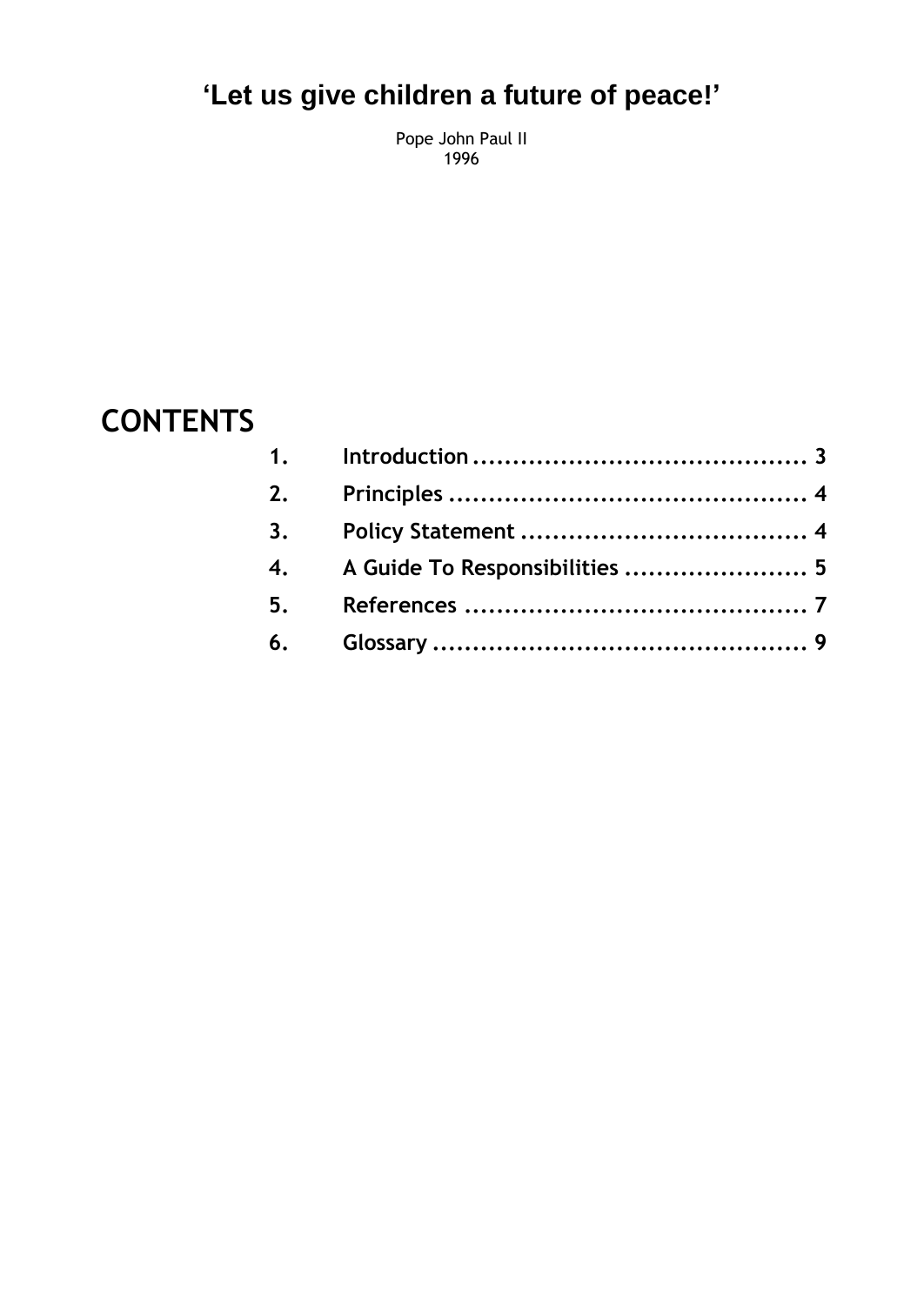**'Let us give children a future of peace!'**

Pope John Paul II
1996

# CONTENTS

1. Introduction .......................................... 3
2. Principles ............................................. 4
3. Policy Statement .................................... 4
4. A Guide To Responsibilities ....................... 5
5. References ........................................... 7
6. Glossary ............................................... 9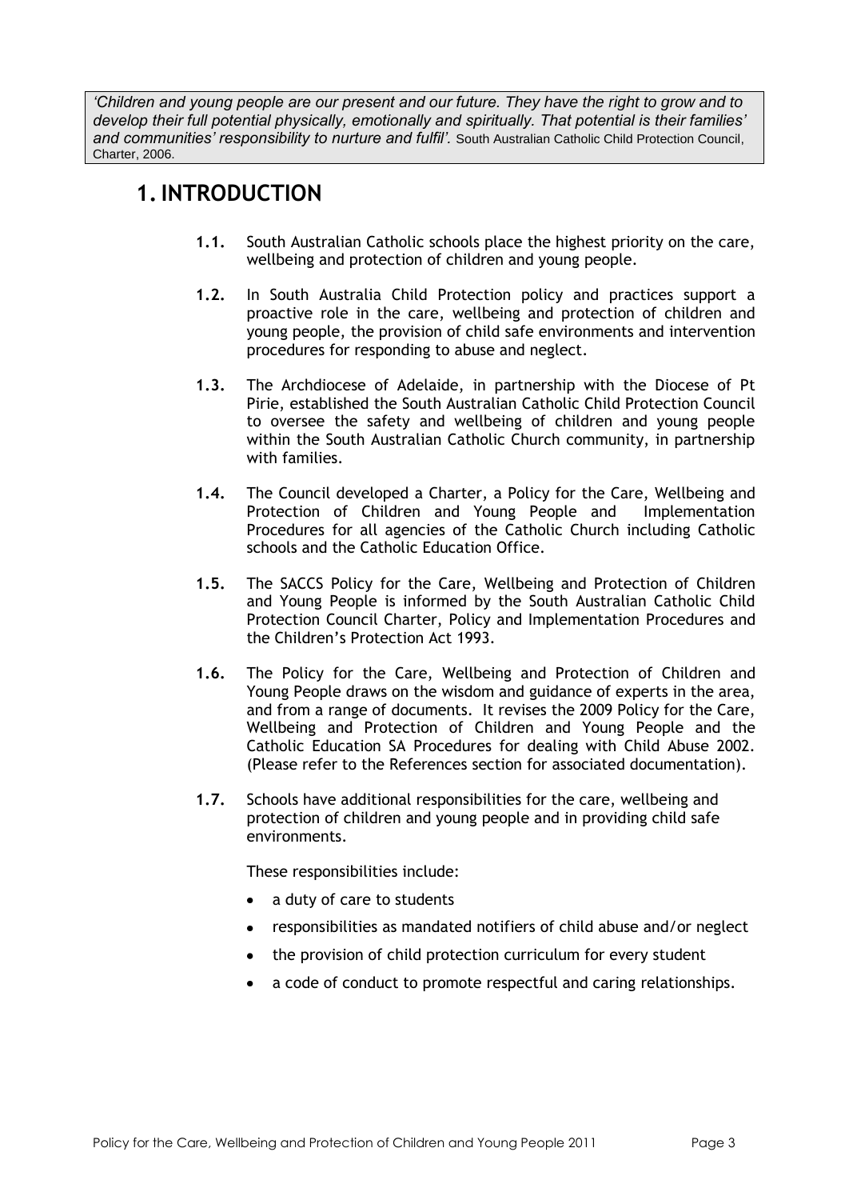*'Children and young people are our present and our future. They have the right to grow and to develop their full potential physically, emotionally and spiritually. That potential is their families' and communities' responsibility to nurture and fulfil'.* South Australian Catholic Child Protection Council, Charter, 2006.

# 1. INTRODUCTION

**1.1.** South Australian Catholic schools place the highest priority on the care, wellbeing and protection of children and young people.

**1.2.** In South Australia Child Protection policy and practices support a proactive role in the care, wellbeing and protection of children and young people, the provision of child safe environments and intervention procedures for responding to abuse and neglect.

**1.3.** The Archdiocese of Adelaide, in partnership with the Diocese of Pt Pirie, established the South Australian Catholic Child Protection Council to oversee the safety and wellbeing of children and young people within the South Australian Catholic Church community, in partnership with families.

**1.4.** The Council developed a Charter, a Policy for the Care, Wellbeing and Protection of Children and Young People and Implementation Procedures for all agencies of the Catholic Church including Catholic schools and the Catholic Education Office.

**1.5.** The SACCS Policy for the Care, Wellbeing and Protection of Children and Young People is informed by the South Australian Catholic Child Protection Council Charter, Policy and Implementation Procedures and the Children's Protection Act 1993.

**1.6.** The Policy for the Care, Wellbeing and Protection of Children and Young People draws on the wisdom and guidance of experts in the area, and from a range of documents. It revises the 2009 Policy for the Care, Wellbeing and Protection of Children and Young People and the Catholic Education SA Procedures for dealing with Child Abuse 2002. (Please refer to the References section for associated documentation).

**1.7.** Schools have additional responsibilities for the care, wellbeing and protection of children and young people and in providing child safe environments.

These responsibilities include:

- a duty of care to students
- responsibilities as mandated notifiers of child abuse and/or neglect
- the provision of child protection curriculum for every student
- a code of conduct to promote respectful and caring relationships.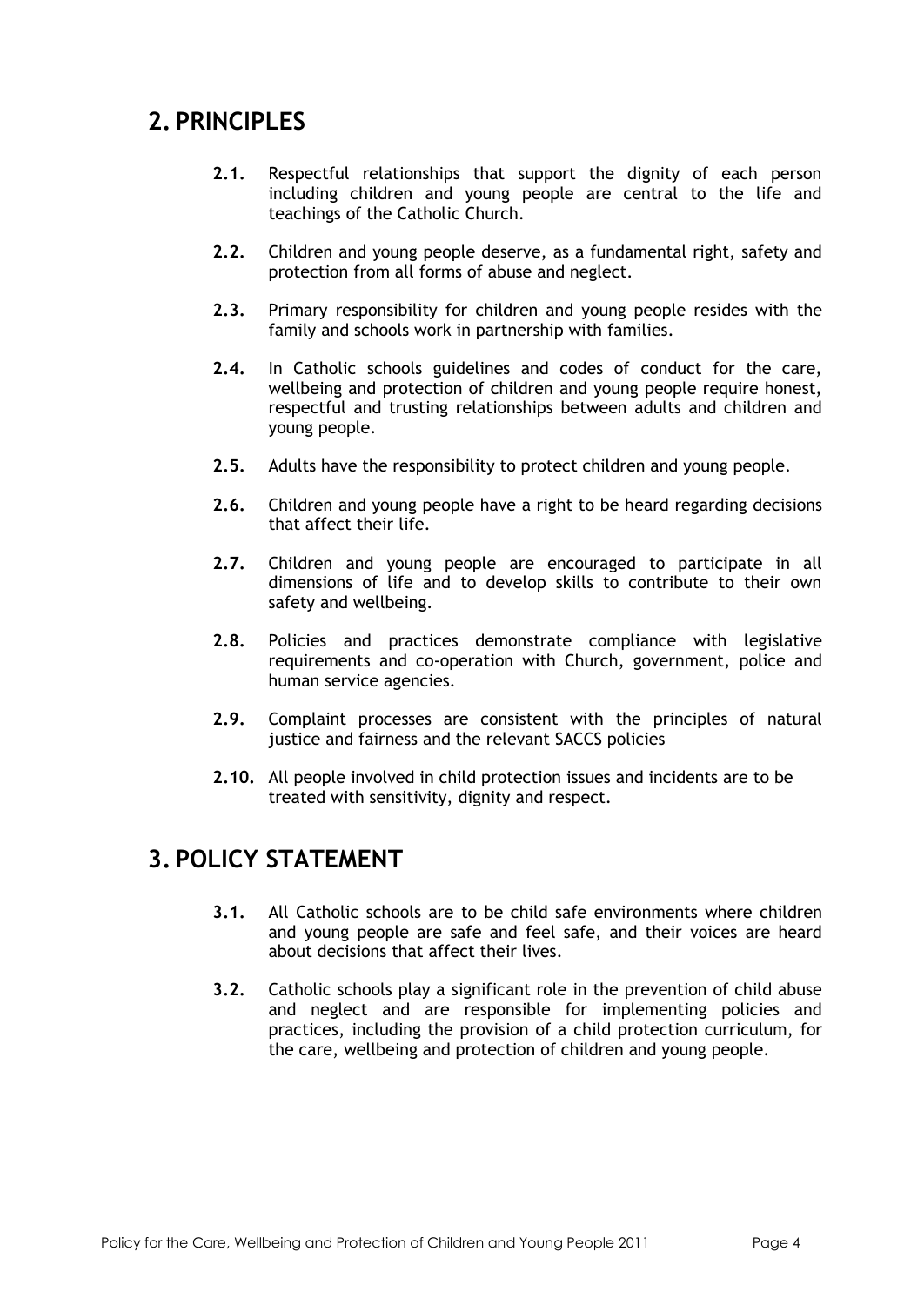## 2. PRINCIPLES

**2.1.** Respectful relationships that support the dignity of each person including children and young people are central to the life and teachings of the Catholic Church.

**2.2.** Children and young people deserve, as a fundamental right, safety and protection from all forms of abuse and neglect.

**2.3.** Primary responsibility for children and young people resides with the family and schools work in partnership with families.

**2.4.** In Catholic schools guidelines and codes of conduct for the care, wellbeing and protection of children and young people require honest, respectful and trusting relationships between adults and children and young people.

**2.5.** Adults have the responsibility to protect children and young people.

**2.6.** Children and young people have a right to be heard regarding decisions that affect their life.

**2.7.** Children and young people are encouraged to participate in all dimensions of life and to develop skills to contribute to their own safety and wellbeing.

**2.8.** Policies and practices demonstrate compliance with legislative requirements and co-operation with Church, government, police and human service agencies.

**2.9.** Complaint processes are consistent with the principles of natural justice and fairness and the relevant SACCS policies

**2.10.** All people involved in child protection issues and incidents are to be treated with sensitivity, dignity and respect.

## 3. POLICY STATEMENT

**3.1.** All Catholic schools are to be child safe environments where children and young people are safe and feel safe, and their voices are heard about decisions that affect their lives.

**3.2.** Catholic schools play a significant role in the prevention of child abuse and neglect and are responsible for implementing policies and practices, including the provision of a child protection curriculum, for the care, wellbeing and protection of children and young people.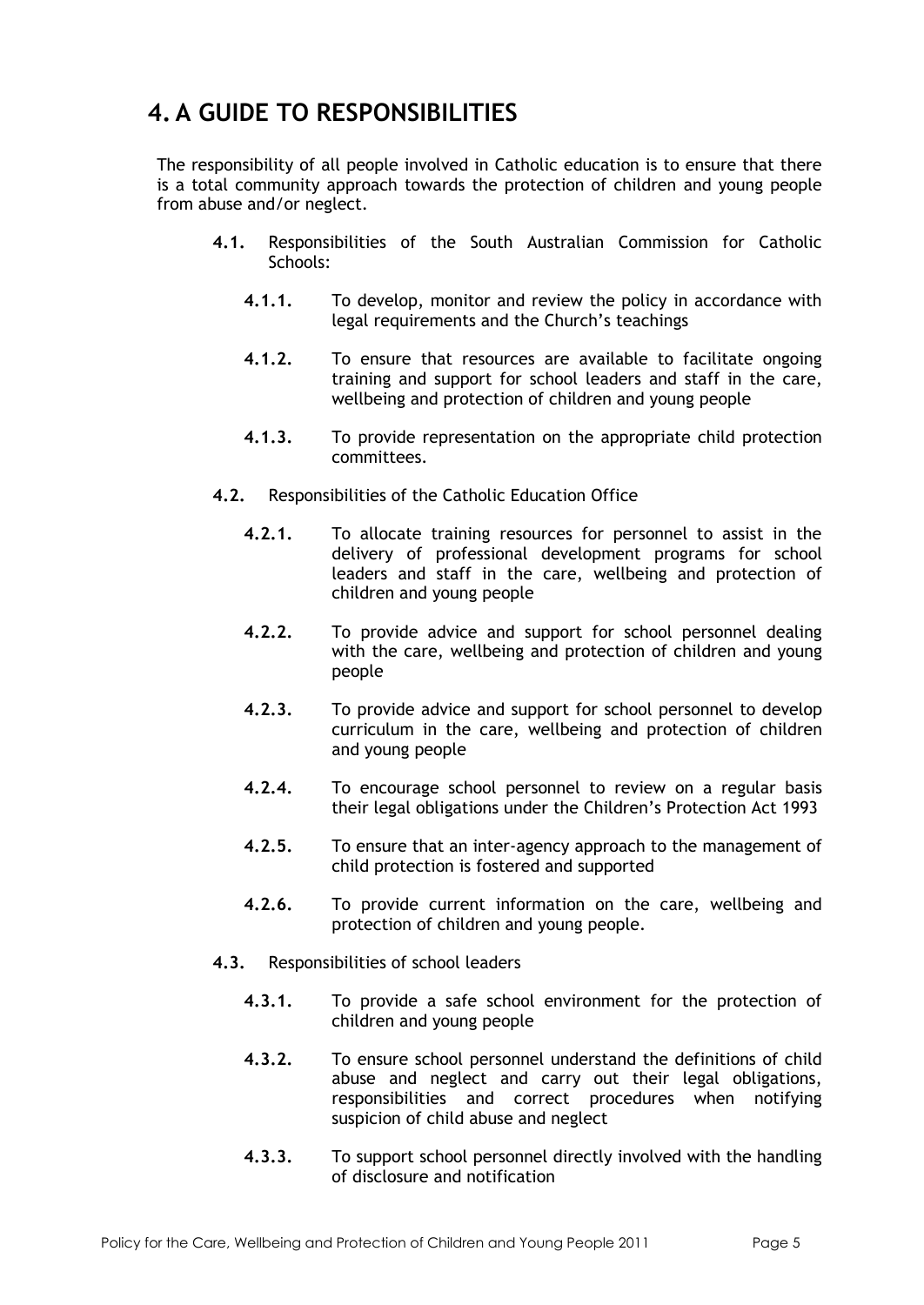# 4. A GUIDE TO RESPONSIBILITIES

The responsibility of all people involved in Catholic education is to ensure that there is a total community approach towards the protection of children and young people from abuse and/or neglect.

**4.1.** Responsibilities of the South Australian Commission for Catholic Schools:

- **4.1.1.** To develop, monitor and review the policy in accordance with legal requirements and the Church's teachings
- **4.1.2.** To ensure that resources are available to facilitate ongoing training and support for school leaders and staff in the care, wellbeing and protection of children and young people
- **4.1.3.** To provide representation on the appropriate child protection committees.

**4.2.** Responsibilities of the Catholic Education Office

- **4.2.1.** To allocate training resources for personnel to assist in the delivery of professional development programs for school leaders and staff in the care, wellbeing and protection of children and young people
- **4.2.2.** To provide advice and support for school personnel dealing with the care, wellbeing and protection of children and young people
- **4.2.3.** To provide advice and support for school personnel to develop curriculum in the care, wellbeing and protection of children and young people
- **4.2.4.** To encourage school personnel to review on a regular basis their legal obligations under the Children's Protection Act 1993
- **4.2.5.** To ensure that an inter-agency approach to the management of child protection is fostered and supported
- **4.2.6.** To provide current information on the care, wellbeing and protection of children and young people.

**4.3.** Responsibilities of school leaders

- **4.3.1.** To provide a safe school environment for the protection of children and young people
- **4.3.2.** To ensure school personnel understand the definitions of child abuse and neglect and carry out their legal obligations, responsibilities and correct procedures when notifying suspicion of child abuse and neglect
- **4.3.3.** To support school personnel directly involved with the handling of disclosure and notification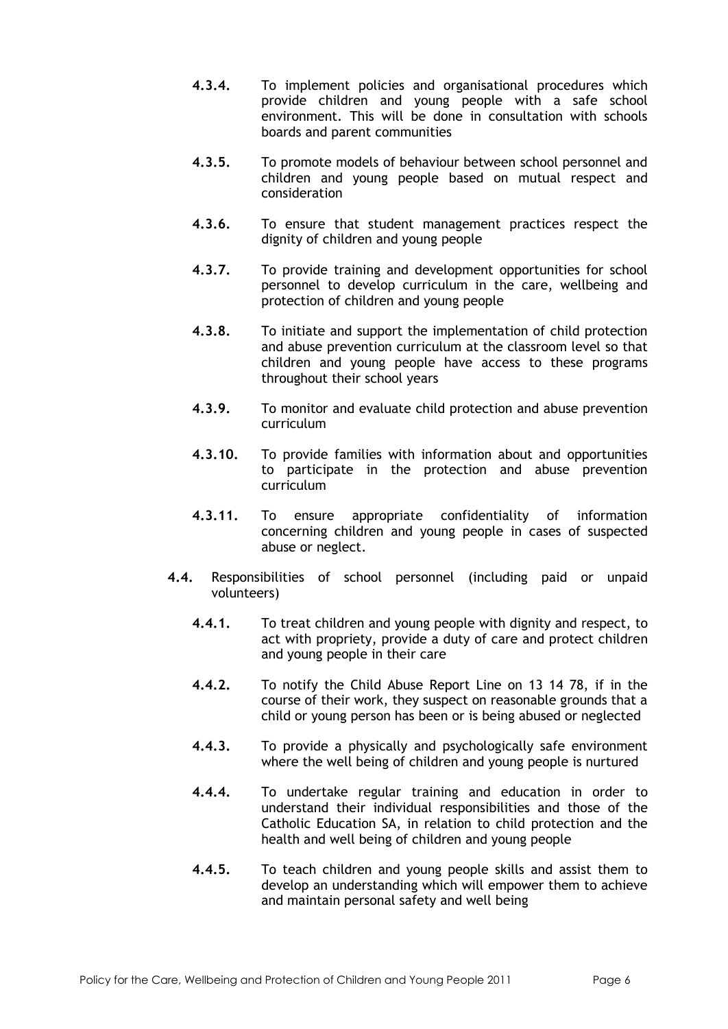**4.3.4.** To implement policies and organisational procedures which provide children and young people with a safe school environment. This will be done in consultation with schools boards and parent communities

**4.3.5.** To promote models of behaviour between school personnel and children and young people based on mutual respect and consideration

**4.3.6.** To ensure that student management practices respect the dignity of children and young people

**4.3.7.** To provide training and development opportunities for school personnel to develop curriculum in the care, wellbeing and protection of children and young people

**4.3.8.** To initiate and support the implementation of child protection and abuse prevention curriculum at the classroom level so that children and young people have access to these programs throughout their school years

**4.3.9.** To monitor and evaluate child protection and abuse prevention curriculum

**4.3.10.** To provide families with information about and opportunities to participate in the protection and abuse prevention curriculum

**4.3.11.** To ensure appropriate confidentiality of information concerning children and young people in cases of suspected abuse or neglect.

**4.4.** Responsibilities of school personnel (including paid or unpaid volunteers)

**4.4.1.** To treat children and young people with dignity and respect, to act with propriety, provide a duty of care and protect children and young people in their care

**4.4.2.** To notify the Child Abuse Report Line on 13 14 78, if in the course of their work, they suspect on reasonable grounds that a child or young person has been or is being abused or neglected

**4.4.3.** To provide a physically and psychologically safe environment where the well being of children and young people is nurtured

**4.4.4.** To undertake regular training and education in order to understand their individual responsibilities and those of the Catholic Education SA, in relation to child protection and the health and well being of children and young people

**4.4.5.** To teach children and young people skills and assist them to develop an understanding which will empower them to achieve and maintain personal safety and well being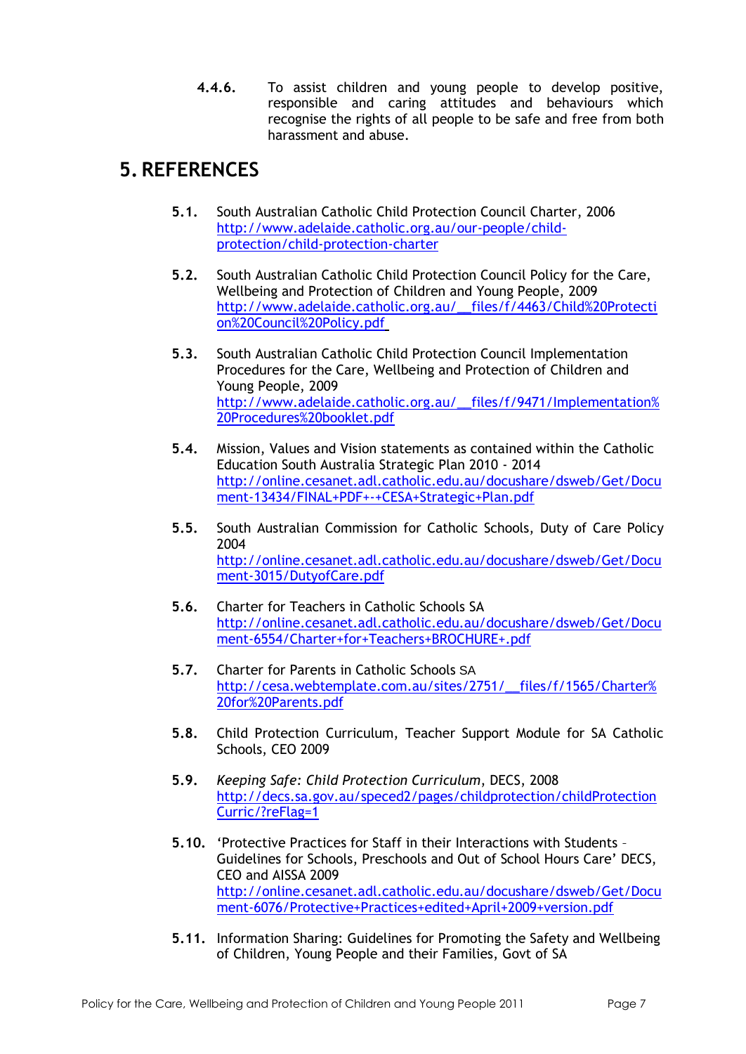**4.4.6.** To assist children and young people to develop positive, responsible and caring attitudes and behaviours which recognise the rights of all people to be safe and free from both harassment and abuse.

# 5. REFERENCES

**5.1.** South Australian Catholic Child Protection Council Charter, 2006
http://www.adelaide.catholic.org.au/our-people/child-protection/child-protection-charter

**5.2.** South Australian Catholic Child Protection Council Policy for the Care, Wellbeing and Protection of Children and Young People, 2009
http://www.adelaide.catholic.org.au/__files/f/4463/Child%20Protection%20Council%20Policy.pdf

**5.3.** South Australian Catholic Child Protection Council Implementation Procedures for the Care, Wellbeing and Protection of Children and Young People, 2009
http://www.adelaide.catholic.org.au/__files/f/9471/Implementation%20Procedures%20booklet.pdf

**5.4.** Mission, Values and Vision statements as contained within the Catholic Education South Australia Strategic Plan 2010 - 2014
http://online.cesanet.adl.catholic.edu.au/docushare/dsweb/Get/Document-13434/FINAL+PDF+-+CESA+Strategic+Plan.pdf

**5.5.** South Australian Commission for Catholic Schools, Duty of Care Policy 2004
http://online.cesanet.adl.catholic.edu.au/docushare/dsweb/Get/Document-3015/DutyofCare.pdf

**5.6.** Charter for Teachers in Catholic Schools SA
http://online.cesanet.adl.catholic.edu.au/docushare/dsweb/Get/Document-6554/Charter+for+Teachers+BROCHURE+.pdf

**5.7.** Charter for Parents in Catholic Schools SA
http://cesa.webtemplate.com.au/sites/2751/__files/f/1565/Charter%20for%20Parents.pdf

**5.8.** Child Protection Curriculum, Teacher Support Module for SA Catholic Schools, CEO 2009

**5.9.** *Keeping Safe: Child Protection Curriculum*, DECS, 2008
http://decs.sa.gov.au/speced2/pages/childprotection/childProtectionCurric/?reFlag=1

**5.10.** 'Protective Practices for Staff in their Interactions with Students – Guidelines for Schools, Preschools and Out of School Hours Care' DECS, CEO and AISSA 2009
http://online.cesanet.adl.catholic.edu.au/docushare/dsweb/Get/Document-6076/Protective+Practices+edited+April+2009+version.pdf

**5.11.** Information Sharing: Guidelines for Promoting the Safety and Wellbeing of Children, Young People and their Families, Govt of SA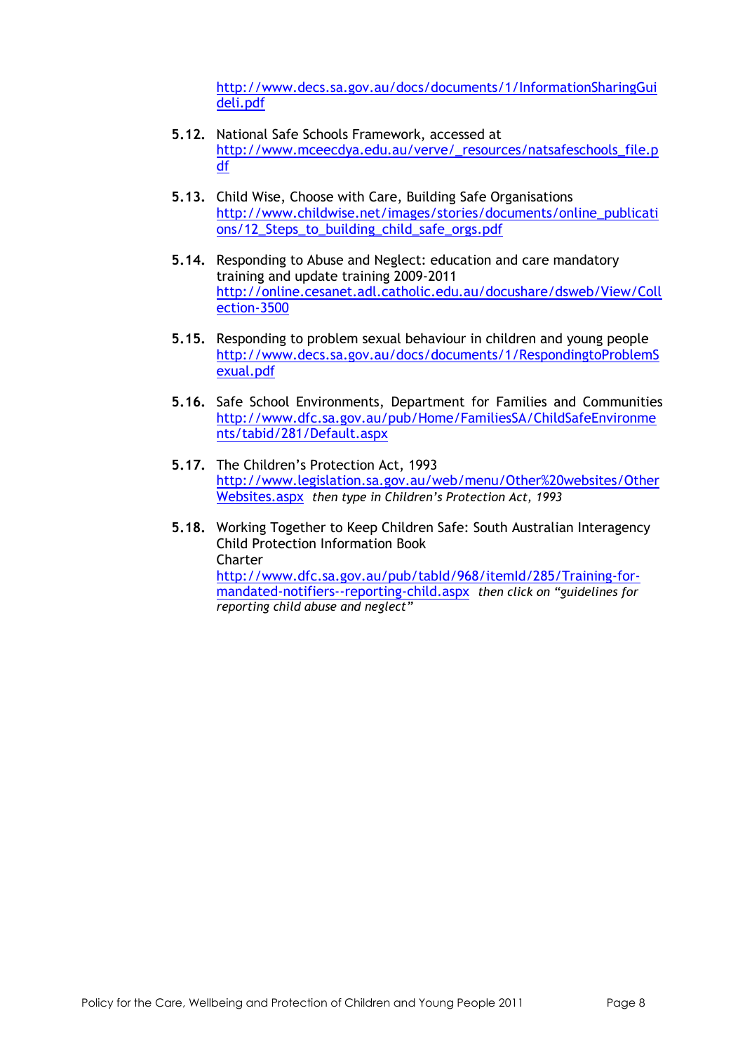http://www.decs.sa.gov.au/docs/documents/1/InformationSharingGuideli.pdf

**5.12.** National Safe Schools Framework, accessed at http://www.mceecdya.edu.au/verve/_resources/natsafeschools_file.pdf

**5.13.** Child Wise, Choose with Care, Building Safe Organisations http://www.childwise.net/images/stories/documents/online_publications/12_Steps_to_building_child_safe_orgs.pdf

**5.14.** Responding to Abuse and Neglect: education and care mandatory training and update training 2009-2011 http://online.cesanet.adl.catholic.edu.au/docushare/dsweb/View/Collection-3500

**5.15.** Responding to problem sexual behaviour in children and young people http://www.decs.sa.gov.au/docs/documents/1/RespondingtoProblemSexual.pdf

**5.16.** Safe School Environments, Department for Families and Communities http://www.dfc.sa.gov.au/pub/Home/FamiliesSA/ChildSafeEnvironments/tabid/281/Default.aspx

**5.17.** The Children's Protection Act, 1993 http://www.legislation.sa.gov.au/web/menu/Other%20websites/OtherWebsites.aspx *then type in Children's Protection Act, 1993*

**5.18.** Working Together to Keep Children Safe: South Australian Interagency Child Protection Information Book
Charter
http://www.dfc.sa.gov.au/pub/tabId/968/itemId/285/Training-for-mandated-notifiers--reporting-child.aspx *then click on "guidelines for reporting child abuse and neglect"*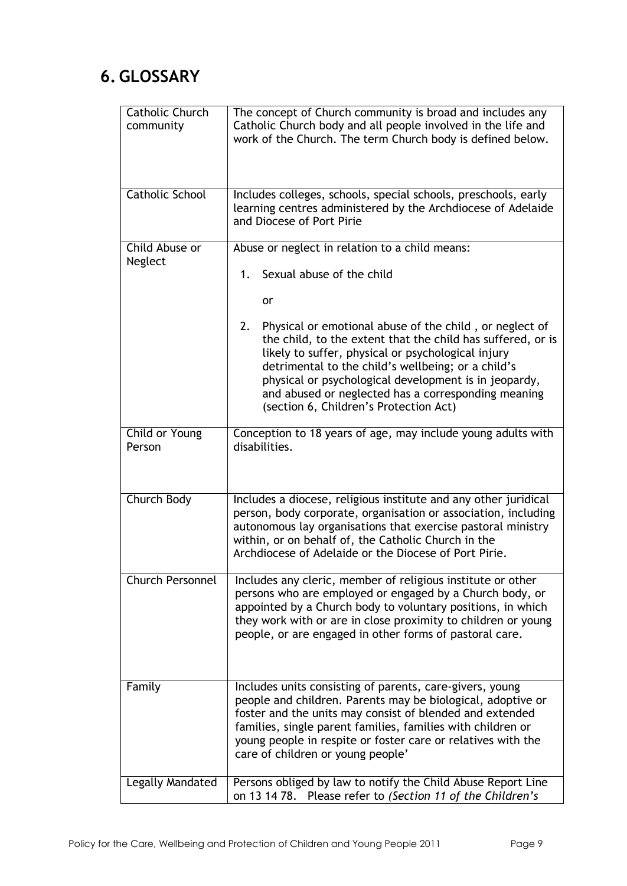# 6. GLOSSARY

| | |
|---|---|
| Catholic Church community | The concept of Church community is broad and includes any Catholic Church body and all people involved in the life and work of the Church. The term Church body is defined below. |
| Catholic School | Includes colleges, schools, special schools, preschools, early learning centres administered by the Archdiocese of Adelaide and Diocese of Port Pirie |
| Child Abuse or Neglect | Abuse or neglect in relation to a child means:<br><br>1. Sexual abuse of the child<br><br>or<br><br>2. Physical or emotional abuse of the child , or neglect of the child, to the extent that the child has suffered, or is likely to suffer, physical or psychological injury detrimental to the child's wellbeing; or a child's physical or psychological development is in jeopardy, and abused or neglected has a corresponding meaning (section 6, Children's Protection Act) |
| Child or Young Person | Conception to 18 years of age, may include young adults with disabilities. |
| Church Body | Includes a diocese, religious institute and any other juridical person, body corporate, organisation or association, including autonomous lay organisations that exercise pastoral ministry within, or on behalf of, the Catholic Church in the Archdiocese of Adelaide or the Diocese of Port Pirie. |
| Church Personnel | Includes any cleric, member of religious institute or other persons who are employed or engaged by a Church body, or appointed by a Church body to voluntary positions, in which they work with or are in close proximity to children or young people, or are engaged in other forms of pastoral care. |
| Family | Includes units consisting of parents, care-givers, young people and children. Parents may be biological, adoptive or foster and the units may consist of blended and extended families, single parent families, families with children or young people in respite or foster care or relatives with the care of children or young people' |
| Legally Mandated | Persons obliged by law to notify the Child Abuse Report Line on 13 14 78. Please refer to *(Section 11 of the Children's* |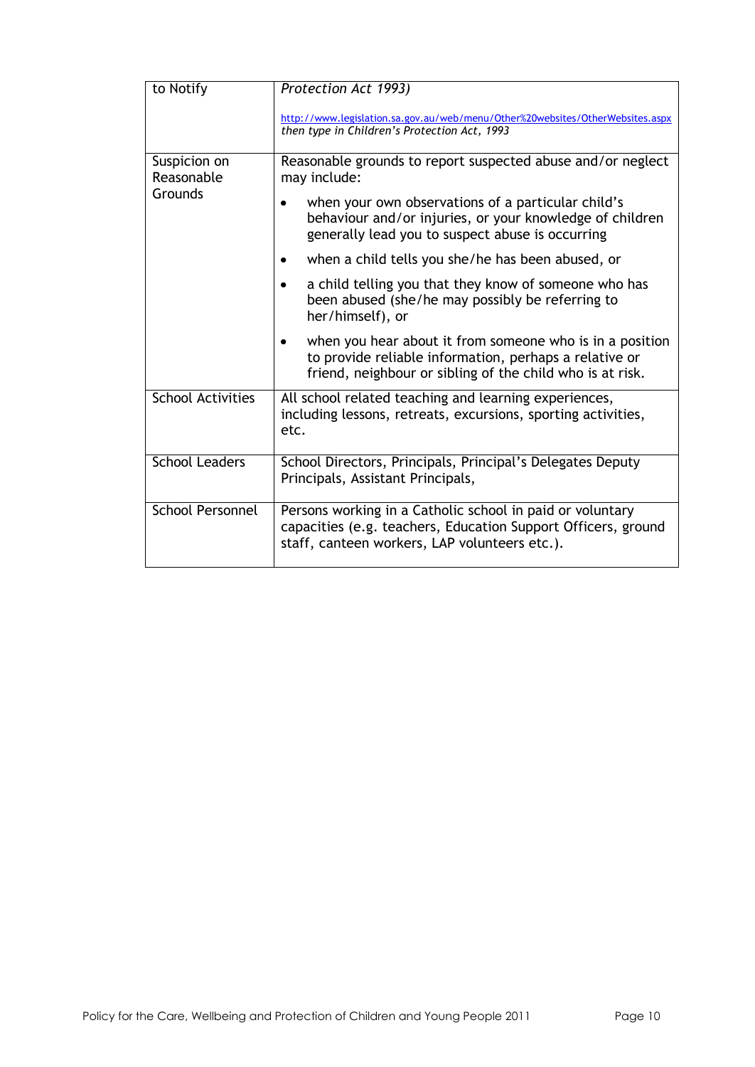| | |
|---|---|
| to Notify | *Protection Act 1993)*<br><br>http://www.legislation.sa.gov.au/web/menu/Other%20websites/OtherWebsites.aspx *then type in Children's Protection Act, 1993* |
| Suspicion on Reasonable Grounds | Reasonable grounds to report suspected abuse and/or neglect may include:<br>• when your own observations of a particular child's behaviour and/or injuries, or your knowledge of children generally lead you to suspect abuse is occurring<br>• when a child tells you she/he has been abused, or<br>• a child telling you that they know of someone who has been abused (she/he may possibly be referring to her/himself), or<br>• when you hear about it from someone who is in a position to provide reliable information, perhaps a relative or friend, neighbour or sibling of the child who is at risk. |
| School Activities | All school related teaching and learning experiences, including lessons, retreats, excursions, sporting activities, etc. |
| School Leaders | School Directors, Principals, Principal's Delegates Deputy Principals, Assistant Principals, |
| School Personnel | Persons working in a Catholic school in paid or voluntary capacities (e.g. teachers, Education Support Officers, ground staff, canteen workers, LAP volunteers etc.). |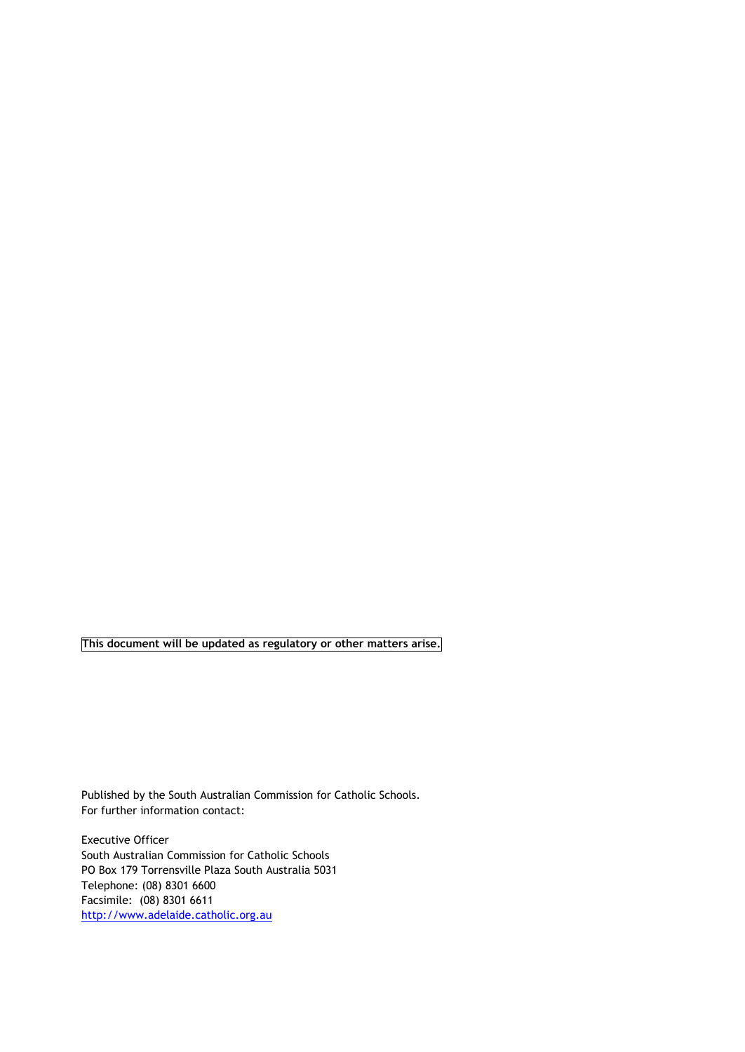**This document will be updated as regulatory or other matters arise.**

Published by the South Australian Commission for Catholic Schools.
For further information contact:

Executive Officer
South Australian Commission for Catholic Schools
PO Box 179 Torrensville Plaza South Australia 5031
Telephone: (08) 8301 6600
Facsimile: (08) 8301 6611
http://www.adelaide.catholic.org.au